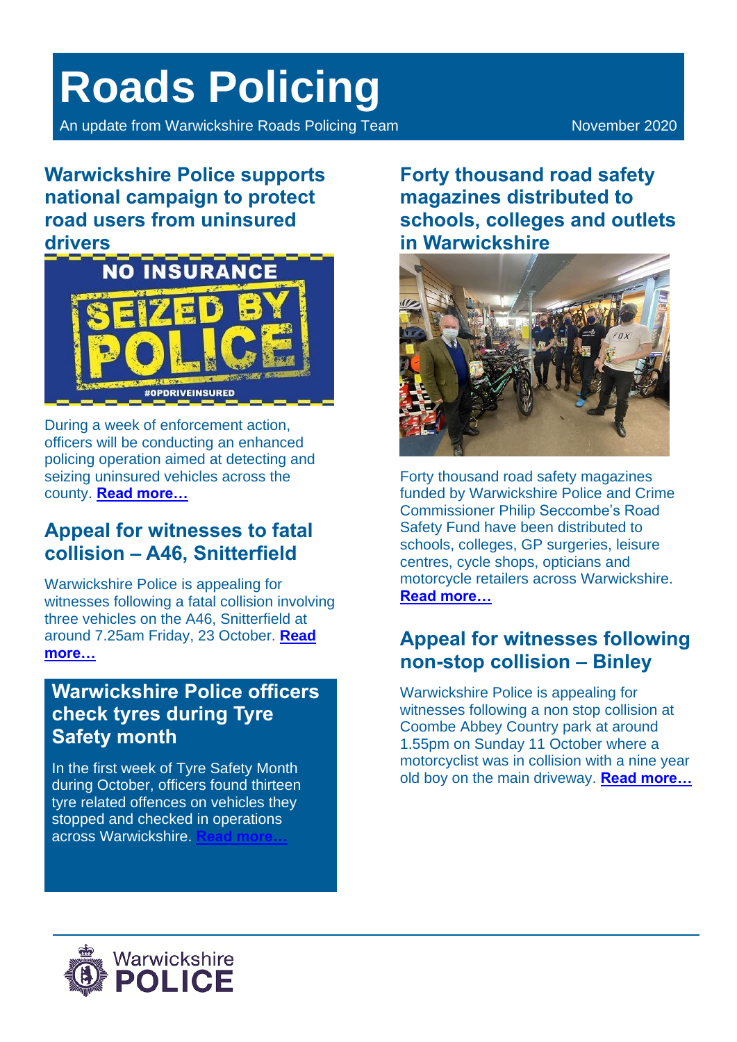# Roads Policing

An update from Warwickshire Roads Policing Team

November 2020

## Warwickshire Police supports national campaign to protect road users from uninsured drivers

During a week of enforcement action, officers will be conducting an enhanced policing operation aimed at detecting and seizing uninsured vehicles across the county. **Read more…**

## Appeal for witnesses to fatal collision – A46, Snitterfield

Warwickshire Police is appealing for witnesses following a fatal collision involving three vehicles on the A46, Snitterfield at around 7.25am Friday, 23 October. **Read more…**

## Warwickshire Police officers check tyres during Tyre Safety month

In the first week of Tyre Safety Month during October, officers found thirteen tyre related offences on vehicles they stopped and checked in operations across Warwickshire. **Read more…**

## Forty thousand road safety magazines distributed to schools, colleges and outlets in Warwickshire

Forty thousand road safety magazines funded by Warwickshire Police and Crime Commissioner Philip Seccombe's Road Safety Fund have been distributed to schools, colleges, GP surgeries, leisure centres, cycle shops, opticians and motorcycle retailers across Warwickshire. **Read more…**

## Appeal for witnesses following non-stop collision – Binley

Warwickshire Police is appealing for witnesses following a non stop collision at Coombe Abbey Country park at around 1.55pm on Sunday 11 October where a motorcyclist was in collision with a nine year old boy on the main driveway. **Read more…**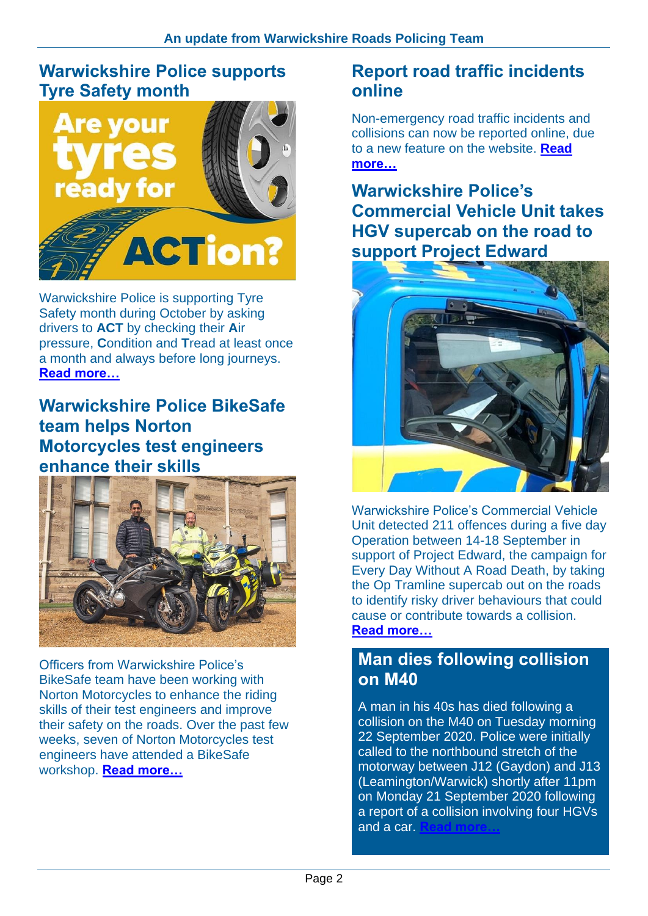## Warwickshire Police supports Tyre Safety month

Warwickshire Police is supporting Tyre Safety month during October by asking drivers to **ACT** by checking their **A**ir pressure, **C**ondition and **T**read at least once a month and always before long journeys. **Read more…**

## Warwickshire Police BikeSafe team helps Norton Motorcycles test engineers enhance their skills

Officers from Warwickshire Police's BikeSafe team have been working with Norton Motorcycles to enhance the riding skills of their test engineers and improve their safety on the roads. Over the past few weeks, seven of Norton Motorcycles test engineers have attended a BikeSafe workshop. **Read more…**

## Report road traffic incidents online

Non-emergency road traffic incidents and collisions can now be reported online, due to a new feature on the website. **Read more…**

## Warwickshire Police's Commercial Vehicle Unit takes HGV supercab on the road to support Project Edward

Warwickshire Police's Commercial Vehicle Unit detected 211 offences during a five day Operation between 14-18 September in support of Project Edward, the campaign for Every Day Without A Road Death, by taking the Op Tramline supercab out on the roads to identify risky driver behaviours that could cause or contribute towards a collision. **Read more…**

## Man dies following collision on M40

A man in his 40s has died following a collision on the M40 on Tuesday morning 22 September 2020. Police were initially called to the northbound stretch of the motorway between J12 (Gaydon) and J13 (Leamington/Warwick) shortly after 11pm on Monday 21 September 2020 following a report of a collision involving four HGVs and a car. **Read more…**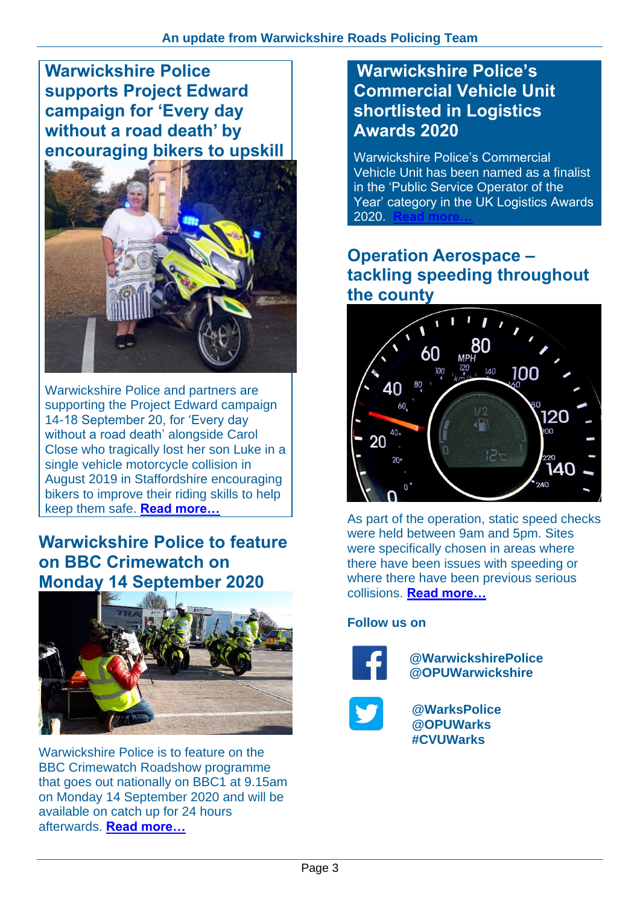## Warwickshire Police supports Project Edward campaign for 'Every day without a road death' by encouraging bikers to upskill

Warwickshire Police and partners are supporting the Project Edward campaign 14-18 September 20, for 'Every day without a road death' alongside Carol Close who tragically lost her son Luke in a single vehicle motorcycle collision in August 2019 in Staffordshire encouraging bikers to improve their riding skills to help keep them safe. **Read more…**

## Warwickshire Police to feature on BBC Crimewatch on Monday 14 September 2020

Warwickshire Police is to feature on the BBC Crimewatch Roadshow programme that goes out nationally on BBC1 at 9.15am on Monday 14 September 2020 and will be available on catch up for 24 hours afterwards. **Read more…**

## Warwickshire Police's Commercial Vehicle Unit shortlisted in Logistics Awards 2020

Warwickshire Police's Commercial Vehicle Unit has been named as a finalist in the 'Public Service Operator of the Year' category in the UK Logistics Awards 2020. **Read more…**

## Operation Aerospace – tackling speeding throughout the county

As part of the operation, static speed checks were held between 9am and 5pm. Sites were specifically chosen in areas where there have been issues with speeding or where there have been previous serious collisions. **Read more…**

**Follow us on**

**@WarwickshirePolice**
**@OPUWarwickshire**

**@WarksPolice**
**@OPUWarks**
**#CVUWarks**